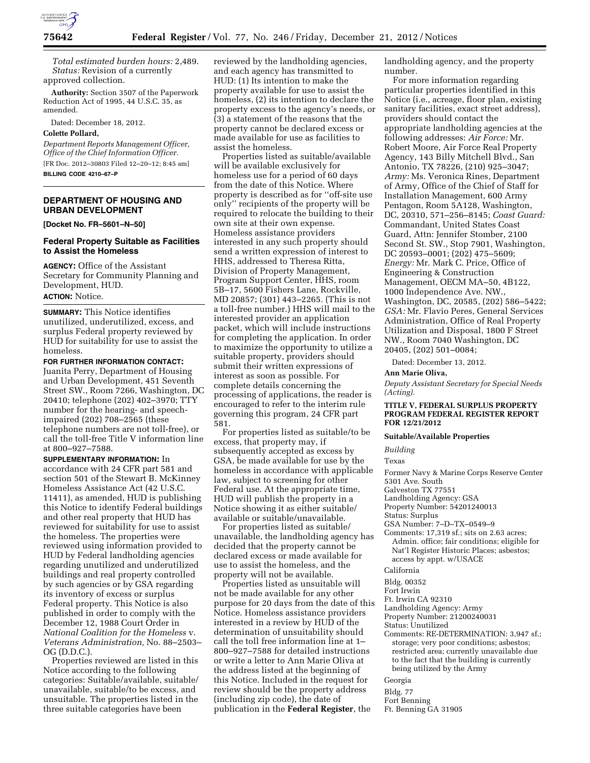*Total estimated burden hours:* 2,489.

*Status:* Revision of a currently approved collection.

**Authority:** Section 3507 of the Paperwork Reduction Act of 1995, 44 U.S.C. 35, as amended.

Dated: December 18, 2012.

**Colette Pollard,**

*Department Reports Management Officer, Office of the Chief Information Officer.*

[FR Doc. 2012–30803 Filed 12–20–12; 8:45 am]

**BILLING CODE 4210–67–P**

## DEPARTMENT OF HOUSING AND URBAN DEVELOPMENT

**[Docket No. FR–5601–N–50]**

### Federal Property Suitable as Facilities to Assist the Homeless

**AGENCY:** Office of the Assistant Secretary for Community Planning and Development, HUD.

**ACTION:** Notice.

**SUMMARY:** This Notice identifies unutilized, underutilized, excess, and surplus Federal property reviewed by HUD for suitability for use to assist the homeless.

**FOR FURTHER INFORMATION CONTACT:** Juanita Perry, Department of Housing and Urban Development, 451 Seventh Street SW., Room 7266, Washington, DC 20410; telephone (202) 402–3970; TTY number for the hearing- and speech-impaired (202) 708–2565 (these telephone numbers are not toll-free), or call the toll-free Title V information line at 800–927–7588.

**SUPPLEMENTARY INFORMATION:** In accordance with 24 CFR part 581 and section 501 of the Stewart B. McKinney Homeless Assistance Act (42 U.S.C. 11411), as amended, HUD is publishing this Notice to identify Federal buildings and other real property that HUD has reviewed for suitability for use to assist the homeless. The properties were reviewed using information provided to HUD by Federal landholding agencies regarding unutilized and underutilized buildings and real property controlled by such agencies or by GSA regarding its inventory of excess or surplus Federal property. This Notice is also published in order to comply with the December 12, 1988 Court Order in *National Coalition for the Homeless* v. *Veterans Administration,* No. 88–2503–OG (D.D.C.).

Properties reviewed are listed in this Notice according to the following categories: Suitable/available, suitable/unavailable, suitable/to be excess, and unsuitable. The properties listed in the three suitable categories have been reviewed by the landholding agencies, and each agency has transmitted to HUD: (1) Its intention to make the property available for use to assist the homeless, (2) its intention to declare the property excess to the agency's needs, or (3) a statement of the reasons that the property cannot be declared excess or made available for use as facilities to assist the homeless.

Properties listed as suitable/available will be available exclusively for homeless use for a period of 60 days from the date of this Notice. Where property is described as for ''off-site use only'' recipients of the property will be required to relocate the building to their own site at their own expense. Homeless assistance providers interested in any such property should send a written expression of interest to HHS, addressed to Theresa Ritta, Division of Property Management, Program Support Center, HHS, room 5B–17, 5600 Fishers Lane, Rockville, MD 20857; (301) 443–2265. (This is not a toll-free number.) HHS will mail to the interested provider an application packet, which will include instructions for completing the application. In order to maximize the opportunity to utilize a suitable property, providers should submit their written expressions of interest as soon as possible. For complete details concerning the processing of applications, the reader is encouraged to refer to the interim rule governing this program, 24 CFR part 581.

For properties listed as suitable/to be excess, that property may, if subsequently accepted as excess by GSA, be made available for use by the homeless in accordance with applicable law, subject to screening for other Federal use. At the appropriate time, HUD will publish the property in a Notice showing it as either suitable/available or suitable/unavailable.

For properties listed as suitable/unavailable, the landholding agency has decided that the property cannot be declared excess or made available for use to assist the homeless, and the property will not be available.

Properties listed as unsuitable will not be made available for any other purpose for 20 days from the date of this Notice. Homeless assistance providers interested in a review by HUD of the determination of unsuitability should call the toll free information line at 1–800–927–7588 for detailed instructions or write a letter to Ann Marie Oliva at the address listed at the beginning of this Notice. Included in the request for review should be the property address (including zip code), the date of publication in the **Federal Register**, the landholding agency, and the property number.

For more information regarding particular properties identified in this Notice (i.e., acreage, floor plan, existing sanitary facilities, exact street address), providers should contact the appropriate landholding agencies at the following addresses: *Air Force:* Mr. Robert Moore, Air Force Real Property Agency, 143 Billy Mitchell Blvd., San Antonio, TX 78226, (210) 925–3047; *Army:* Ms. Veronica Rines, Department of Army, Office of the Chief of Staff for Installation Management, 600 Army Pentagon, Room 5A128, Washington, DC, 20310, 571–256–8145; *Coast Guard:* Commandant, United States Coast Guard, Attn: Jennifer Stomber, 2100 Second St. SW., Stop 7901, Washington, DC 20593–0001; (202) 475–5609; *Energy:* Mr. Mark C. Price, Office of Engineering & Construction Management, OECM MA–50, 4B122, 1000 Independence Ave. NW., Washington, DC, 20585, (202) 586–5422; *GSA:* Mr. Flavio Peres, General Services Administration, Office of Real Property Utilization and Disposal, 1800 F Street NW., Room 7040 Washington, DC 20405, (202) 501–0084;

Dated: December 13, 2012.

**Ann Marie Oliva,**

*Deputy Assistant Secretary for Special Needs (Acting).*

#### TITLE V, FEDERAL SURPLUS PROPERTY PROGRAM FEDERAL REGISTER REPORT FOR 12/21/2012

**Suitable/Available Properties**

*Building*

Texas

Former Navy & Marine Corps Reserve Center
5301 Ave. South
Galveston TX 77551
Landholding Agency: GSA
Property Number: 54201240013
Status: Surplus
GSA Number: 7–D–TX–0549–9
Comments: 17,319 sf.; sits on 2.63 acres; Admin. office; fair conditions; eligible for Nat'l Register Historic Places; asbestos; access by appt. w/USACE

California

Bldg. 00352
Fort Irwin
Ft. Irwin CA 92310
Landholding Agency: Army
Property Number: 21200240031
Status: Unutilized
Comments: RE-DETERMINATION: 3,947 sf.; storage; very poor conditions; asbestos; restricted area; currently unavailable due to the fact that the building is currently being utilized by the Army

Georgia

Bldg. 77
Fort Benning
Ft. Benning GA 31905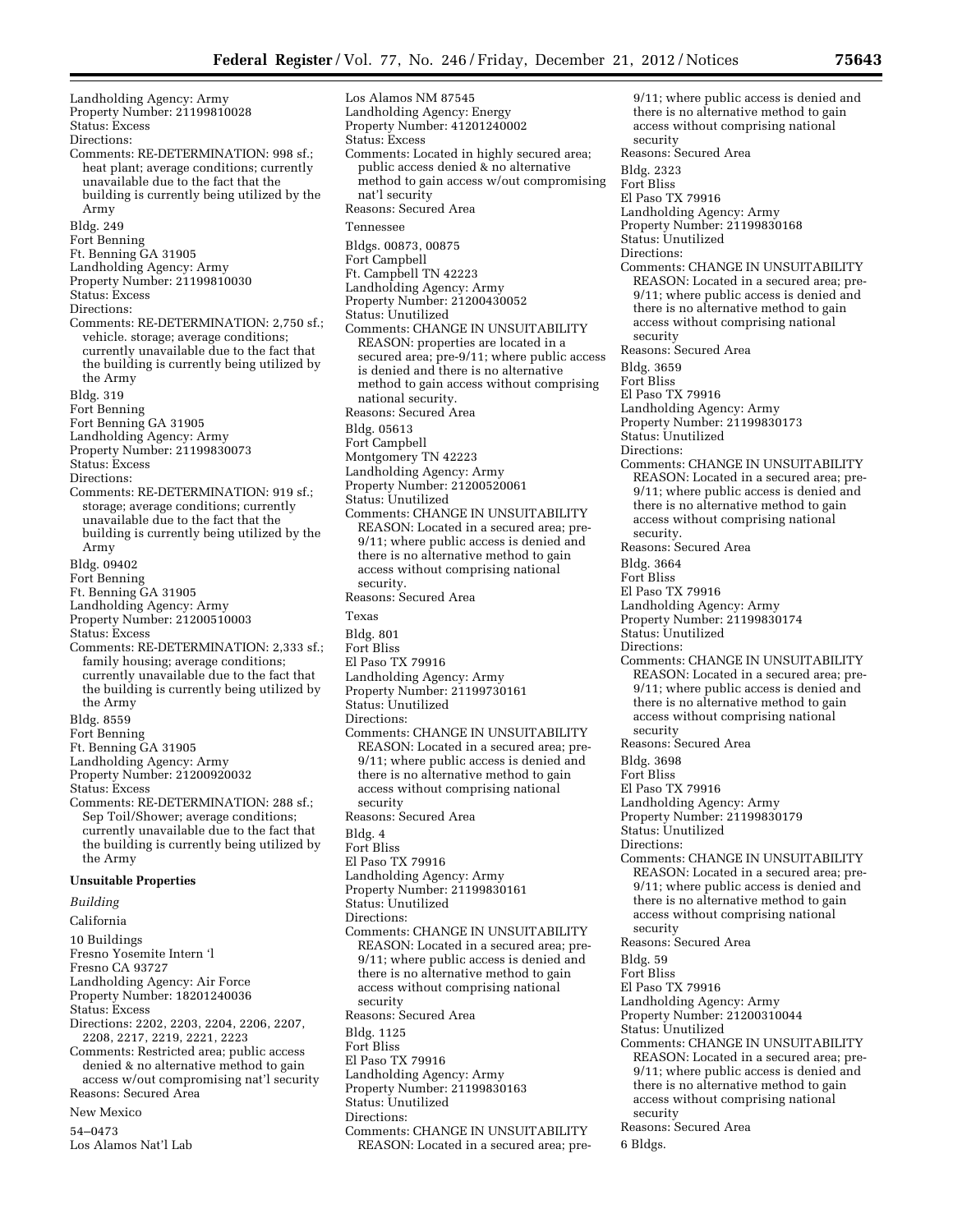Landholding Agency: Army
Property Number: 21199810028
Status: Excess
Directions:
Comments: RE-DETERMINATION: 998 sf.; heat plant; average conditions; currently unavailable due to the fact that the building is currently being utilized by the Army

Bldg. 249
Fort Benning
Ft. Benning GA 31905
Landholding Agency: Army
Property Number: 21199810030
Status: Excess
Directions:
Comments: RE-DETERMINATION: 2,750 sf.; vehicle. storage; average conditions; currently unavailable due to the fact that the building is currently being utilized by the Army

Bldg. 319
Fort Benning
Fort Benning GA 31905
Landholding Agency: Army
Property Number: 21199830073
Status: Excess
Directions:
Comments: RE-DETERMINATION: 919 sf.; storage; average conditions; currently unavailable due to the fact that the building is currently being utilized by the Army

Bldg. 09402
Fort Benning
Ft. Benning GA 31905
Landholding Agency: Army
Property Number: 21200510003
Status: Excess
Comments: RE-DETERMINATION: 2,333 sf.; family housing; average conditions; currently unavailable due to the fact that the building is currently being utilized by the Army

Bldg. 8559
Fort Benning
Ft. Benning GA 31905
Landholding Agency: Army
Property Number: 21200920032
Status: Excess
Comments: RE-DETERMINATION: 288 sf.; Sep Toil/Shower; average conditions; currently unavailable due to the fact that the building is currently being utilized by the Army

## Unsuitable Properties

### *Building*

California

10 Buildings
Fresno Yosemite Intern 'l
Fresno CA 93727
Landholding Agency: Air Force
Property Number: 18201240036
Status: Excess
Directions: 2202, 2203, 2204, 2206, 2207, 2208, 2217, 2219, 2221, 2223
Comments: Restricted area; public access denied & no alternative method to gain access w/out compromising nat'l security
Reasons: Secured Area

New Mexico

54–0473
Los Alamos Nat'l Lab
Los Alamos NM 87545
Landholding Agency: Energy
Property Number: 41201240002
Status: Excess
Comments: Located in highly secured area; public access denied & no alternative method to gain access w/out compromising nat'l security
Reasons: Secured Area

Tennessee

Bldgs. 00873, 00875
Fort Campbell
Ft. Campbell TN 42223
Landholding Agency: Army
Property Number: 21200430052
Status: Unutilized
Comments: CHANGE IN UNSUITABILITY REASON: properties are located in a secured area; pre-9/11; where public access is denied and there is no alternative method to gain access without comprising national security.
Reasons: Secured Area

Bldg. 05613
Fort Campbell
Montgomery TN 42223
Landholding Agency: Army
Property Number: 21200520061
Status: Unutilized
Comments: CHANGE IN UNSUITABILITY REASON: Located in a secured area; pre-9/11; where public access is denied and there is no alternative method to gain access without comprising national security.
Reasons: Secured Area

Texas

Bldg. 801
Fort Bliss
El Paso TX 79916
Landholding Agency: Army
Property Number: 21199730161
Status: Unutilized
Directions:
Comments: CHANGE IN UNSUITABILITY REASON: Located in a secured area; pre-9/11; where public access is denied and there is no alternative method to gain access without comprising national security
Reasons: Secured Area

Bldg. 4
Fort Bliss
El Paso TX 79916
Landholding Agency: Army
Property Number: 21199830161
Status: Unutilized
Directions:
Comments: CHANGE IN UNSUITABILITY REASON: Located in a secured area; pre-9/11; where public access is denied and there is no alternative method to gain access without comprising national security
Reasons: Secured Area

Bldg. 1125
Fort Bliss
El Paso TX 79916
Landholding Agency: Army
Property Number: 21199830163
Status: Unutilized
Directions:
Comments: CHANGE IN UNSUITABILITY REASON: Located in a secured area; pre-9/11; where public access is denied and there is no alternative method to gain access without comprising national security
Reasons: Secured Area

Bldg. 2323
Fort Bliss
El Paso TX 79916
Landholding Agency: Army
Property Number: 21199830168
Status: Unutilized
Directions:
Comments: CHANGE IN UNSUITABILITY REASON: Located in a secured area; pre-9/11; where public access is denied and there is no alternative method to gain access without comprising national security
Reasons: Secured Area

Bldg. 3659
Fort Bliss
El Paso TX 79916
Landholding Agency: Army
Property Number: 21199830173
Status: Unutilized
Directions:
Comments: CHANGE IN UNSUITABILITY REASON: Located in a secured area; pre-9/11; where public access is denied and there is no alternative method to gain access without comprising national security.
Reasons: Secured Area

Bldg. 3664
Fort Bliss
El Paso TX 79916
Landholding Agency: Army
Property Number: 21199830174
Status: Unutilized
Directions:
Comments: CHANGE IN UNSUITABILITY REASON: Located in a secured area; pre-9/11; where public access is denied and there is no alternative method to gain access without comprising national security
Reasons: Secured Area

Bldg. 3698
Fort Bliss
El Paso TX 79916
Landholding Agency: Army
Property Number: 21199830179
Status: Unutilized
Directions:
Comments: CHANGE IN UNSUITABILITY REASON: Located in a secured area; pre-9/11; where public access is denied and there is no alternative method to gain access without comprising national security
Reasons: Secured Area

Bldg. 59
Fort Bliss
El Paso TX 79916
Landholding Agency: Army
Property Number: 21200310044
Status: Unutilized
Comments: CHANGE IN UNSUITABILITY REASON: Located in a secured area; pre-9/11; where public access is denied and there is no alternative method to gain access without comprising national security
Reasons: Secured Area

6 Bldgs.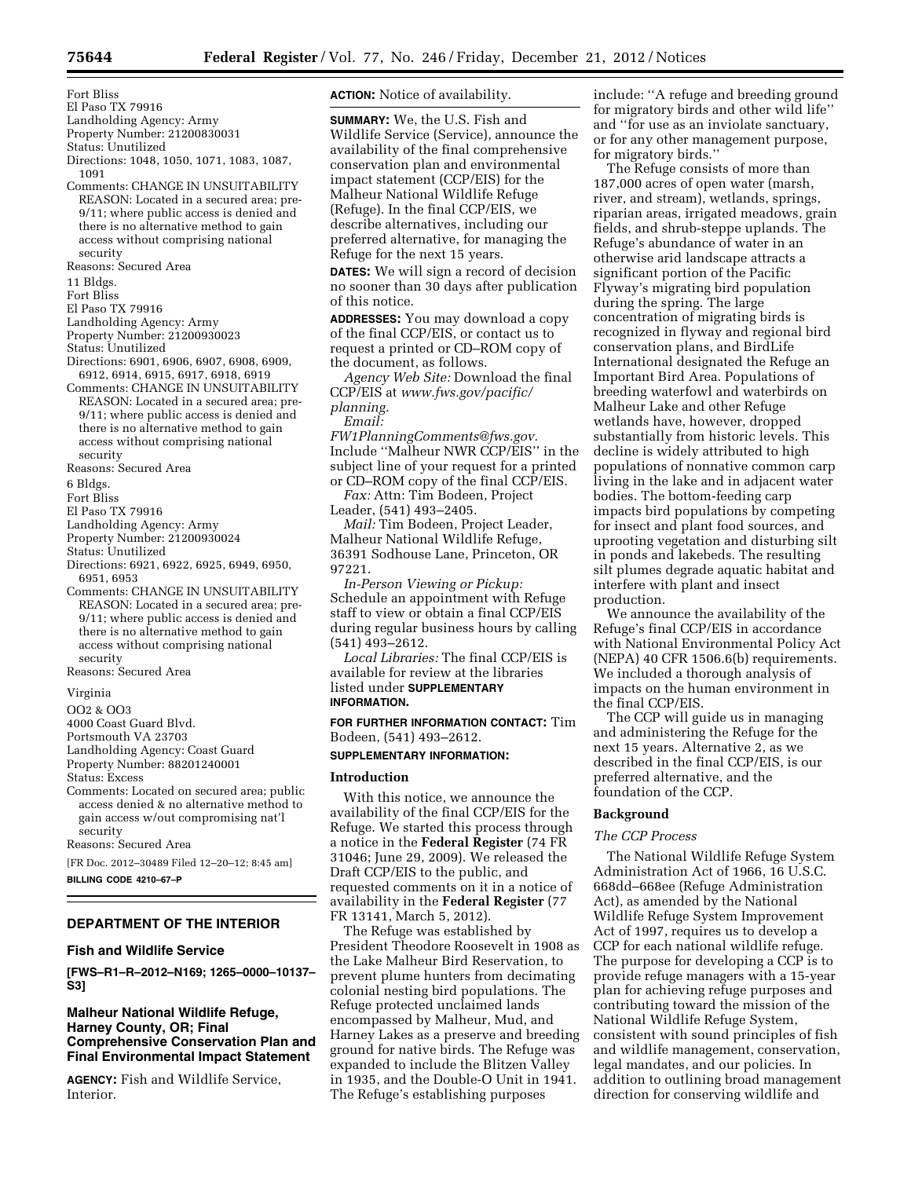Fort Bliss
El Paso TX 79916
Landholding Agency: Army
Property Number: 21200830031
Status: Unutilized
Directions: 1048, 1050, 1071, 1083, 1087, 1091
Comments: CHANGE IN UNSUITABILITY REASON: Located in a secured area; pre-9/11; where public access is denied and there is no alternative method to gain access without comprising national security
Reasons: Secured Area

11 Bldgs.
Fort Bliss
El Paso TX 79916
Landholding Agency: Army
Property Number: 21200930023
Status: Unutilized
Directions: 6901, 6906, 6907, 6908, 6909, 6912, 6914, 6915, 6917, 6918, 6919
Comments: CHANGE IN UNSUITABILITY REASON: Located in a secured area; pre-9/11; where public access is denied and there is no alternative method to gain access without comprising national security
Reasons: Secured Area

6 Bldgs.
Fort Bliss
El Paso TX 79916
Landholding Agency: Army
Property Number: 21200930024
Status: Unutilized
Directions: 6921, 6922, 6925, 6949, 6950, 6951, 6953
Comments: CHANGE IN UNSUITABILITY REASON: Located in a secured area; pre-9/11; where public access is denied and there is no alternative method to gain access without comprising national security
Reasons: Secured Area

Virginia

OO2 & OO3
4000 Coast Guard Blvd.
Portsmouth VA 23703
Landholding Agency: Coast Guard
Property Number: 88201240001
Status: Excess
Comments: Located on secured area; public access denied & no alternative method to gain access w/out compromising nat'l security
Reasons: Secured Area

[FR Doc. 2012–30489 Filed 12–20–12; 8:45 am]

**BILLING CODE 4210–67–P**

---

## DEPARTMENT OF THE INTERIOR

### Fish and Wildlife Service

**[FWS–R1–R–2012–N169; 1265–0000–10137–S3]**

### Malheur National Wildlife Refuge, Harney County, OR; Final Comprehensive Conservation Plan and Final Environmental Impact Statement

**AGENCY:** Fish and Wildlife Service, Interior.

**ACTION:** Notice of availability.

**SUMMARY:** We, the U.S. Fish and Wildlife Service (Service), announce the availability of the final comprehensive conservation plan and environmental impact statement (CCP/EIS) for the Malheur National Wildlife Refuge (Refuge). In the final CCP/EIS, we describe alternatives, including our preferred alternative, for managing the Refuge for the next 15 years.

**DATES:** We will sign a record of decision no sooner than 30 days after publication of this notice.

**ADDRESSES:** You may download a copy of the final CCP/EIS, or contact us to request a printed or CD–ROM copy of the document, as follows.

*Agency Web Site:* Download the final CCP/EIS at *www.fws.gov/pacific/planning.*

*Email: FW1PlanningComments@fws.gov.* Include ''Malheur NWR CCP/EIS'' in the subject line of your request for a printed or CD–ROM copy of the final CCP/EIS.

*Fax:* Attn: Tim Bodeen, Project Leader, (541) 493–2405.

*Mail:* Tim Bodeen, Project Leader, Malheur National Wildlife Refuge, 36391 Sodhouse Lane, Princeton, OR 97221.

*In-Person Viewing or Pickup:* Schedule an appointment with Refuge staff to view or obtain a final CCP/EIS during regular business hours by calling (541) 493–2612.

*Local Libraries:* The final CCP/EIS is available for review at the libraries listed under **SUPPLEMENTARY INFORMATION.**

**FOR FURTHER INFORMATION CONTACT:** Tim Bodeen, (541) 493–2612.

**SUPPLEMENTARY INFORMATION:**

**Introduction**

With this notice, we announce the availability of the final CCP/EIS for the Refuge. We started this process through a notice in the **Federal Register** (74 FR 31046; June 29, 2009). We released the Draft CCP/EIS to the public, and requested comments on it in a notice of availability in the **Federal Register** (77 FR 13141, March 5, 2012).

The Refuge was established by President Theodore Roosevelt in 1908 as the Lake Malheur Bird Reservation, to prevent plume hunters from decimating colonial nesting bird populations. The Refuge protected unclaimed lands encompassed by Malheur, Mud, and Harney Lakes as a preserve and breeding ground for native birds. The Refuge was expanded to include the Blitzen Valley in 1935, and the Double-O Unit in 1941. The Refuge's establishing purposes include: ''A refuge and breeding ground for migratory birds and other wild life'' and ''for use as an inviolate sanctuary, or for any other management purpose, for migratory birds.''

The Refuge consists of more than 187,000 acres of open water (marsh, river, and stream), wetlands, springs, riparian areas, irrigated meadows, grain fields, and shrub-steppe uplands. The Refuge's abundance of water in an otherwise arid landscape attracts a significant portion of the Pacific Flyway's migrating bird population during the spring. The large concentration of migrating birds is recognized in flyway and regional bird conservation plans, and BirdLife International designated the Refuge an Important Bird Area. Populations of breeding waterfowl and waterbirds on Malheur Lake and other Refuge wetlands have, however, dropped substantially from historic levels. This decline is widely attributed to high populations of nonnative common carp living in the lake and in adjacent water bodies. The bottom-feeding carp impacts bird populations by competing for insect and plant food sources, and uprooting vegetation and disturbing silt in ponds and lakebeds. The resulting silt plumes degrade aquatic habitat and interfere with plant and insect production.

We announce the availability of the Refuge's final CCP/EIS in accordance with National Environmental Policy Act (NEPA) 40 CFR 1506.6(b) requirements. We included a thorough analysis of impacts on the human environment in the final CCP/EIS.

The CCP will guide us in managing and administering the Refuge for the next 15 years. Alternative 2, as we described in the final CCP/EIS, is our preferred alternative, and the foundation of the CCP.

**Background**

*The CCP Process*

The National Wildlife Refuge System Administration Act of 1966, 16 U.S.C. 668dd–668ee (Refuge Administration Act), as amended by the National Wildlife Refuge System Improvement Act of 1997, requires us to develop a CCP for each national wildlife refuge. The purpose for developing a CCP is to provide refuge managers with a 15-year plan for achieving refuge purposes and contributing toward the mission of the National Wildlife Refuge System, consistent with sound principles of fish and wildlife management, conservation, legal mandates, and our policies. In addition to outlining broad management direction for conserving wildlife and